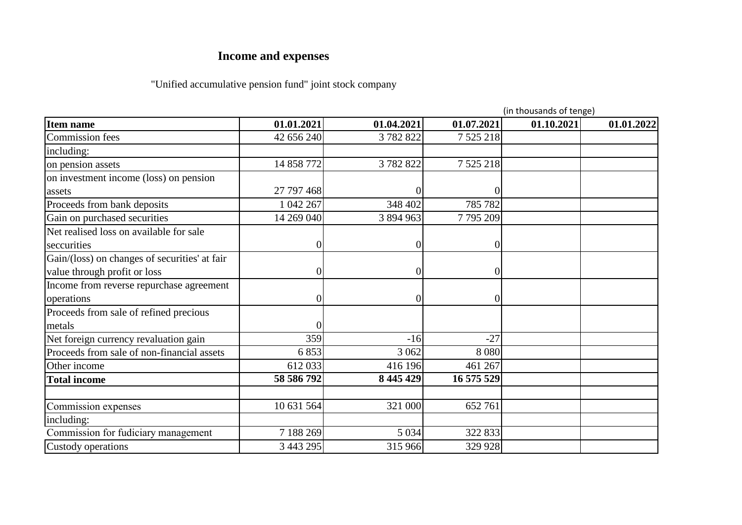# Income and expenses

"Unified accumulative pension fund" joint stock company

(in thousands of tenge)

| Item name | 01.01.2021 | 01.04.2021 | 01.07.2021 | 01.10.2021 | 01.01.2022 |
|---|---|---|---|---|---|
| Commission fees | 42 656 240 | 3 782 822 | 7 525 218 | | |
| including: | | | | | |
| on pension assets | 14 858 772 | 3 782 822 | 7 525 218 | | |
| on investment income (loss) on pension assets | 27 797 468 | 0 | 0 | | |
| Proceeds from bank deposits | 1 042 267 | 348 402 | 785 782 | | |
| Gain on purchased securities | 14 269 040 | 3 894 963 | 7 795 209 | | |
| Net realised loss on available for sale seccurities | 0 | 0 | 0 | | |
| Gain/(loss) on changes of securities' at fair value through profit or loss | 0 | 0 | 0 | | |
| Income from reverse repurchase agreement operations | 0 | 0 | 0 | | |
| Proceeds from sale of refined precious metals | 0 | | | | |
| Net foreign currency revaluation gain | 359 | -16 | -27 | | |
| Proceeds from sale of non-financial assets | 6 853 | 3 062 | 8 080 | | |
| Other income | 612 033 | 416 196 | 461 267 | | |
| **Total income** | **58 586 792** | **8 445 429** | **16 575 529** | | |
| | | | | | |
| Commission expenses | 10 631 564 | 321 000 | 652 761 | | |
| including: | | | | | |
| Commission for fudiciary management | 7 188 269 | 5 034 | 322 833 | | |
| Custody operations | 3 443 295 | 315 966 | 329 928 | | |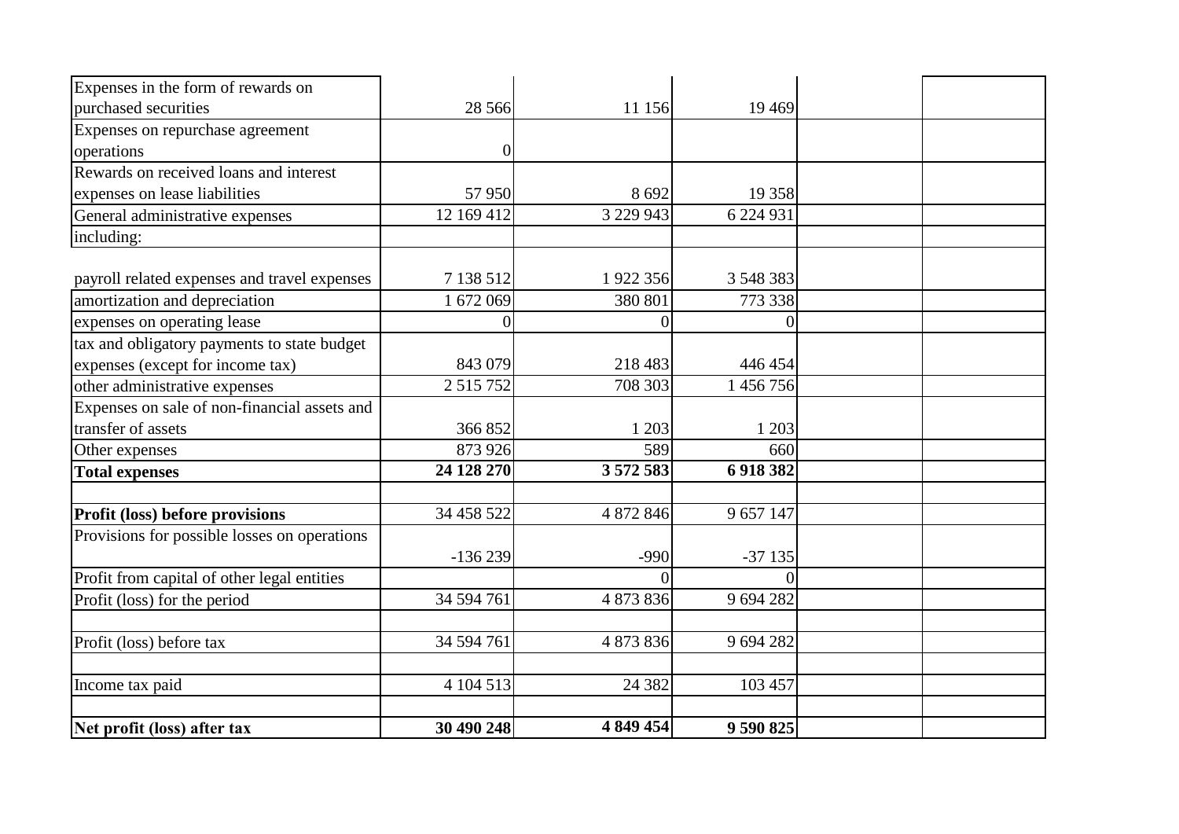| | | | | | |
|---|---|---|---|---|---|
| Expenses in the form of rewards on purchased securities | 28 566 | 11 156 | 19 469 | | |
| Expenses on repurchase agreement operations | 0 | | | | |
| Rewards on received loans and interest expenses on lease liabilities | 57 950 | 8 692 | 19 358 | | |
| General administrative expenses | 12 169 412 | 3 229 943 | 6 224 931 | | |
| including: | | | | | |
| payroll related expenses and travel expenses | 7 138 512 | 1 922 356 | 3 548 383 | | |
| amortization and depreciation | 1 672 069 | 380 801 | 773 338 | | |
| expenses on operating lease | 0 | 0 | 0 | | |
| tax and obligatory payments to state budget expenses (except for income tax) | 843 079 | 218 483 | 446 454 | | |
| other administrative expenses | 2 515 752 | 708 303 | 1 456 756 | | |
| Expenses on sale of non-financial assets and transfer of assets | 366 852 | 1 203 | 1 203 | | |
| Other expenses | 873 926 | 589 | 660 | | |
| **Total expenses** | **24 128 270** | **3 572 583** | **6 918 382** | | |
| | | | | | |
| **Profit (loss) before provisions** | 34 458 522 | 4 872 846 | 9 657 147 | | |
| Provisions for possible losses on operations | -136 239 | -990 | -37 135 | | |
| Profit from capital of other legal entities | | 0 | 0 | | |
| Profit (loss) for the period | 34 594 761 | 4 873 836 | 9 694 282 | | |
| | | | | | |
| Profit (loss) before tax | 34 594 761 | 4 873 836 | 9 694 282 | | |
| | | | | | |
| Income tax paid | 4 104 513 | 24 382 | 103 457 | | |
| | | | | | |
| **Net profit (loss) after tax** | **30 490 248** | **4 849 454** | **9 590 825** | | |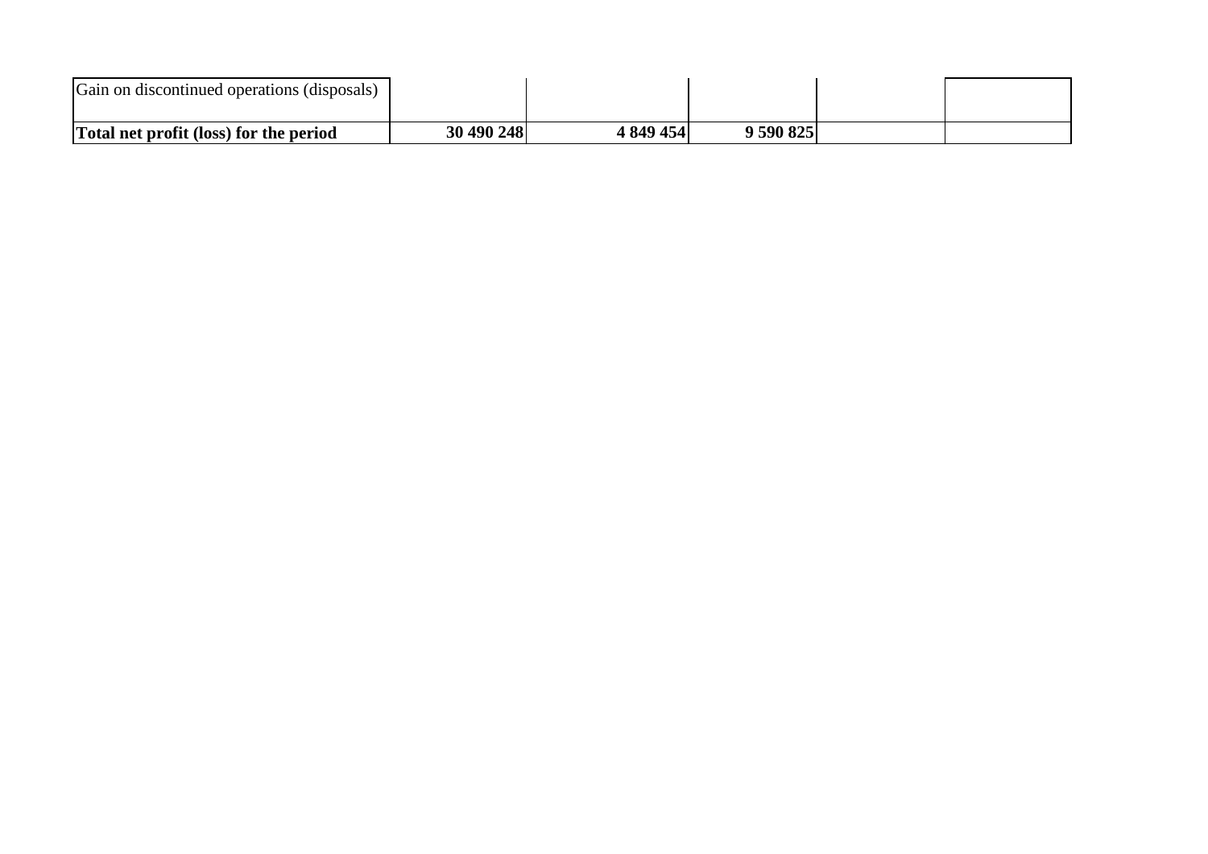| | | | | | |
|---|---|---|---|---|---|
| Gain on discontinued operations (disposals) | | | | | |
| **Total net profit (loss) for the period** | **30 490 248** | **4 849 454** | **9 590 825** | | |